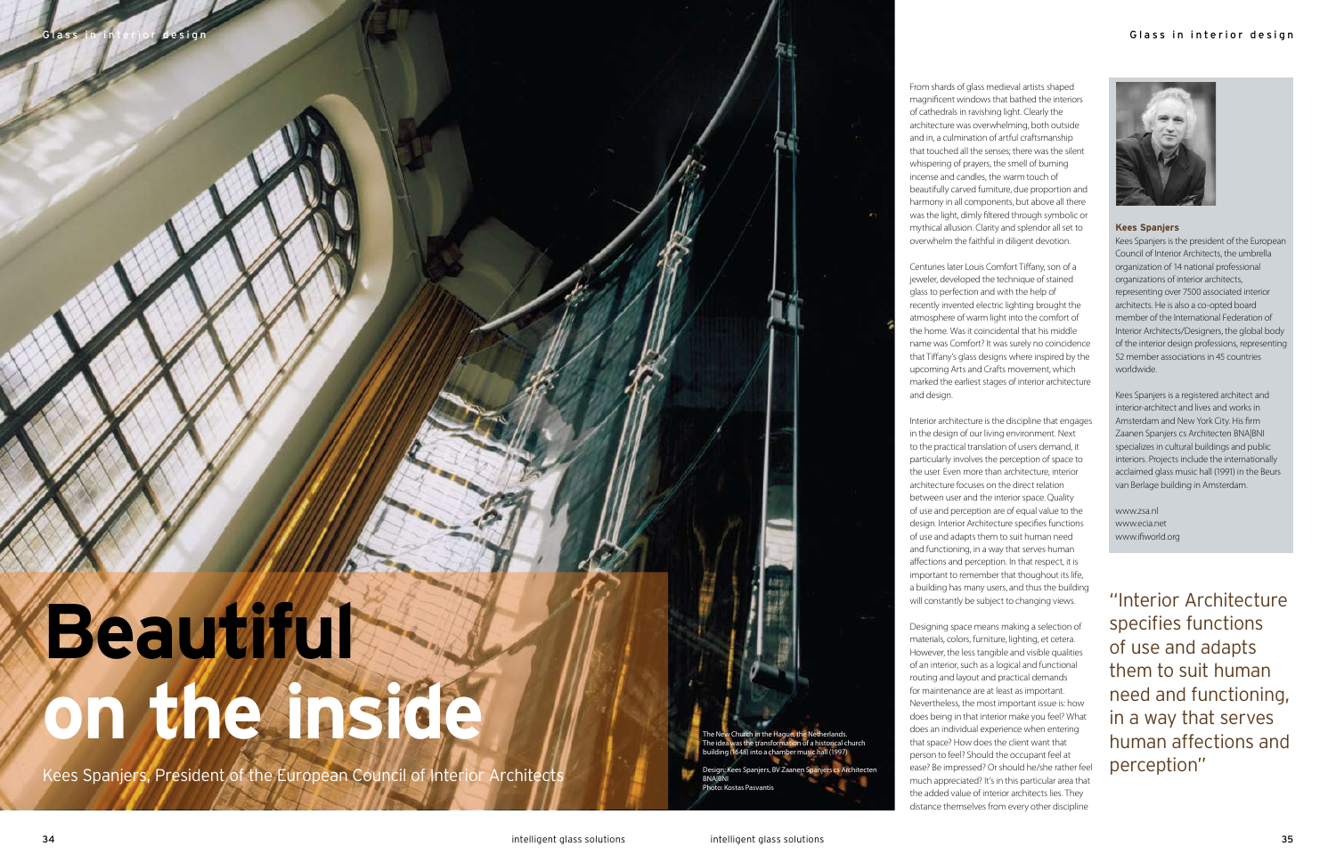# Beautiful on the inside

Kees Spanjers, President of the European Council of Interior Architects

The New Church in the Hague, the Netherlands. The idea was the transformation of a historical church building (1648) into a chamber music hall (1997)

Design: Kees Spanjers, BV Zaanen Spanjers cs Architecten BNA|BNI
Photo: Kostas Pasvantis

From shards of glass medieval artists shaped magnificent windows that bathed the interiors of cathedrals in ravishing light. Clearly the architecture was overwhelming, both outside and in, a culmination of artful craftsmanship that touched all the senses; there was the silent whispering of prayers, the smell of burning incense and candles, the warm touch of beautifully carved furniture, due proportion and harmony in all components, but above all there was the light, dimly filtered through symbolic or mythical allusion. Clarity and splendor all set to overwhelm the faithful in diligent devotion.

Centuries later Louis Comfort Tiffany, son of a jeweler, developed the technique of stained glass to perfection and with the help of recently invented electric lighting brought the atmosphere of warm light into the comfort of the home. Was it coincidental that his middle name was Comfort? It was surely no coincidence that Tiffany's glass designs where inspired by the upcoming Arts and Crafts movement, which marked the earliest stages of interior architecture and design.

Interior architecture is the discipline that engages in the design of our living environment. Next to the practical translation of users demand, it particularly involves the perception of space to the user. Even more than architecture, interior architecture focuses on the direct relation between user and the interior space. Quality of use and perception are of equal value to the design. Interior Architecture specifies functions of use and adapts them to suit human need and functioning, in a way that serves human affections and perception. In that respect, it is important to remember that thoughout its life, a building has many users, and thus the building will constantly be subject to changing views.

Designing space means making a selection of materials, colors, furniture, lighting, et cetera. However, the less tangible and visible qualities of an interior, such as a logical and functional routing and layout and practical demands for maintenance are at least as important. Nevertheless, the most important issue is: how does being in that interior make you feel? What does an individual experience when entering that space? How does the client want that person to feel? Should the occupant feel at ease? Be impressed? Or should he/she rather feel much appreciated? It's in this particular area that the added value of interior architects lies. They distance themselves from every other discipline

**Kees Spanjers**

Kees Spanjers is the president of the European Council of Interior Architects, the umbrella organization of 14 national professional organizations of interior architects, representing over 7500 associated interior architects. He is also a co-opted board member of the International Federation of Interior Architects/Designers, the global body of the interior design professions, representing 52 member associations in 45 countries worldwide.

Kees Spanjers is a registered architect and interior-architect and lives and works in Amsterdam and New York City. His firm Zaanen Spanjers cs Architecten BNA|BNI specializes in cultural buildings and public interiors. Projects include the internationally acclaimed glass music hall (1991) in the Beurs van Berlage building in Amsterdam.

www.zsa.nl
www.ecia.net
www.ifiworld.org

"Interior Architecture specifies functions of use and adapts them to suit human need and functioning, in a way that serves human affections and perception"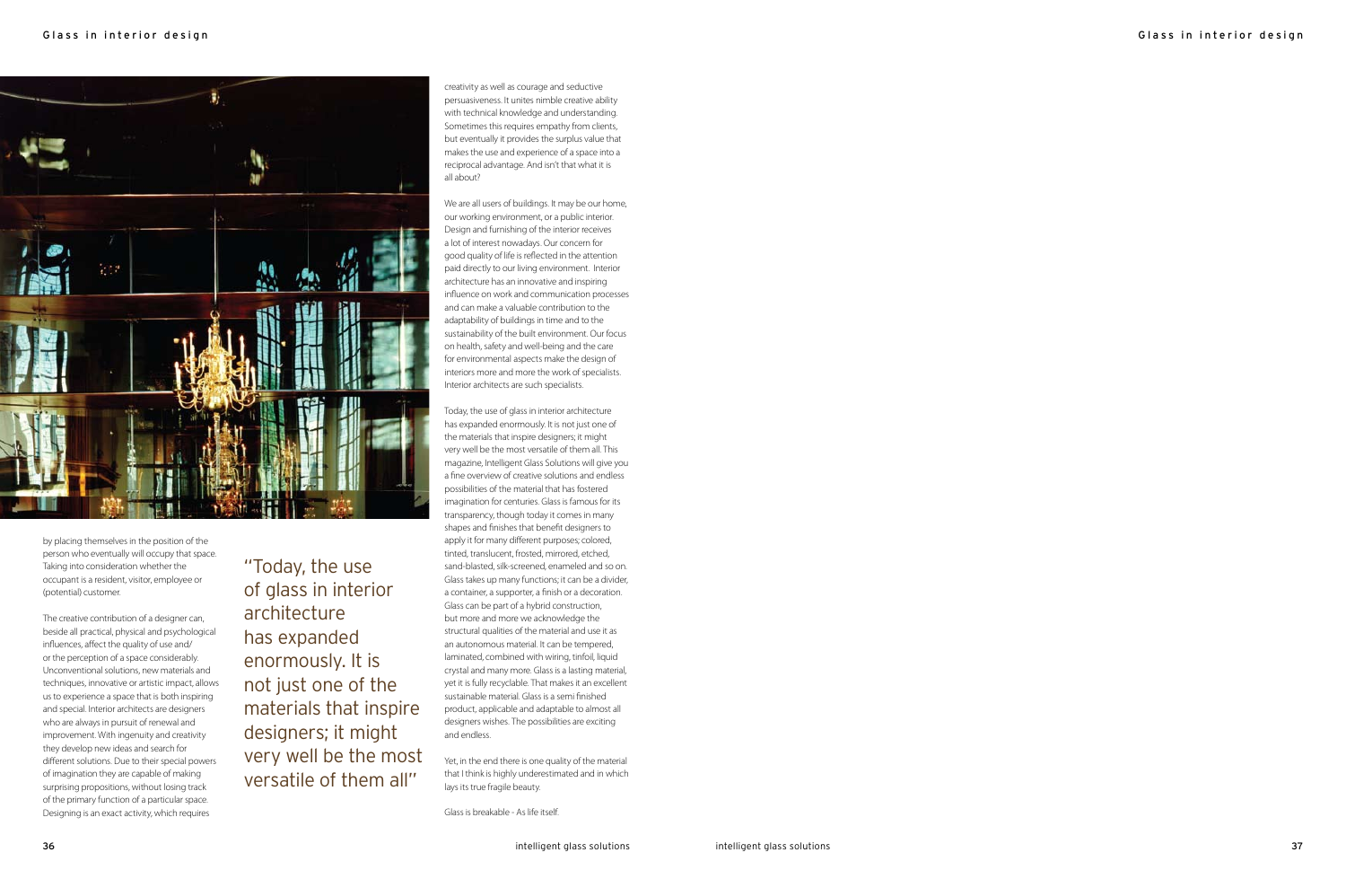by placing themselves in the position of the person who eventually will occupy that space. Taking into consideration whether the occupant is a resident, visitor, employee or (potential) customer.

The creative contribution of a designer can, beside all practical, physical and psychological influences, affect the quality of use and/or the perception of a space considerably. Unconventional solutions, new materials and techniques, innovative or artistic impact, allows us to experience a space that is both inspiring and special. Interior architects are designers who are always in pursuit of renewal and improvement. With ingenuity and creativity they develop new ideas and search for different solutions. Due to their special powers of imagination they are capable of making surprising propositions, without losing track of the primary function of a particular space. Designing is an exact activity, which requires creativity as well as courage and seductive persuasiveness. It unites nimble creative ability with technical knowledge and understanding. Sometimes this requires empathy from clients, but eventually it provides the surplus value that makes the use and experience of a space into a reciprocal advantage. And isn't that what it is all about?

"Today, the use of glass in interior architecture has expanded enormously. It is not just one of the materials that inspire designers; it might very well be the most versatile of them all"

We are all users of buildings. It may be our home, our working environment, or a public interior. Design and furnishing of the interior receives a lot of interest nowadays. Our concern for good quality of life is reflected in the attention paid directly to our living environment. Interior architecture has an innovative and inspiring influence on work and communication processes and can make a valuable contribution to the adaptability of buildings in time and to the sustainability of the built environment. Our focus on health, safety and well-being and the care for environmental aspects make the design of interiors more and more the work of specialists. Interior architects are such specialists.

Today, the use of glass in interior architecture has expanded enormously. It is not just one of the materials that inspire designers; it might very well be the most versatile of them all. This magazine, Intelligent Glass Solutions will give you a fine overview of creative solutions and endless possibilities of the material that has fostered imagination for centuries. Glass is famous for its transparency, though today it comes in many shapes and finishes that benefit designers to apply it for many different purposes; colored, tinted, translucent, frosted, mirrored, etched, sand-blasted, silk-screened, enameled and so on. Glass takes up many functions; it can be a divider, a container, a supporter, a finish or a decoration. Glass can be part of a hybrid construction, but more and more we acknowledge the structural qualities of the material and use it as an autonomous material. It can be tempered, laminated, combined with wiring, tinfoil, liquid crystal and many more. Glass is a lasting material, yet it is fully recyclable. That makes it an excellent sustainable material. Glass is a semi finished product, applicable and adaptable to almost all designers wishes. The possibilities are exciting and endless.

Yet, in the end there is one quality of the material that I think is highly underestimated and in which lays its true fragile beauty.

Glass is breakable - As life itself.